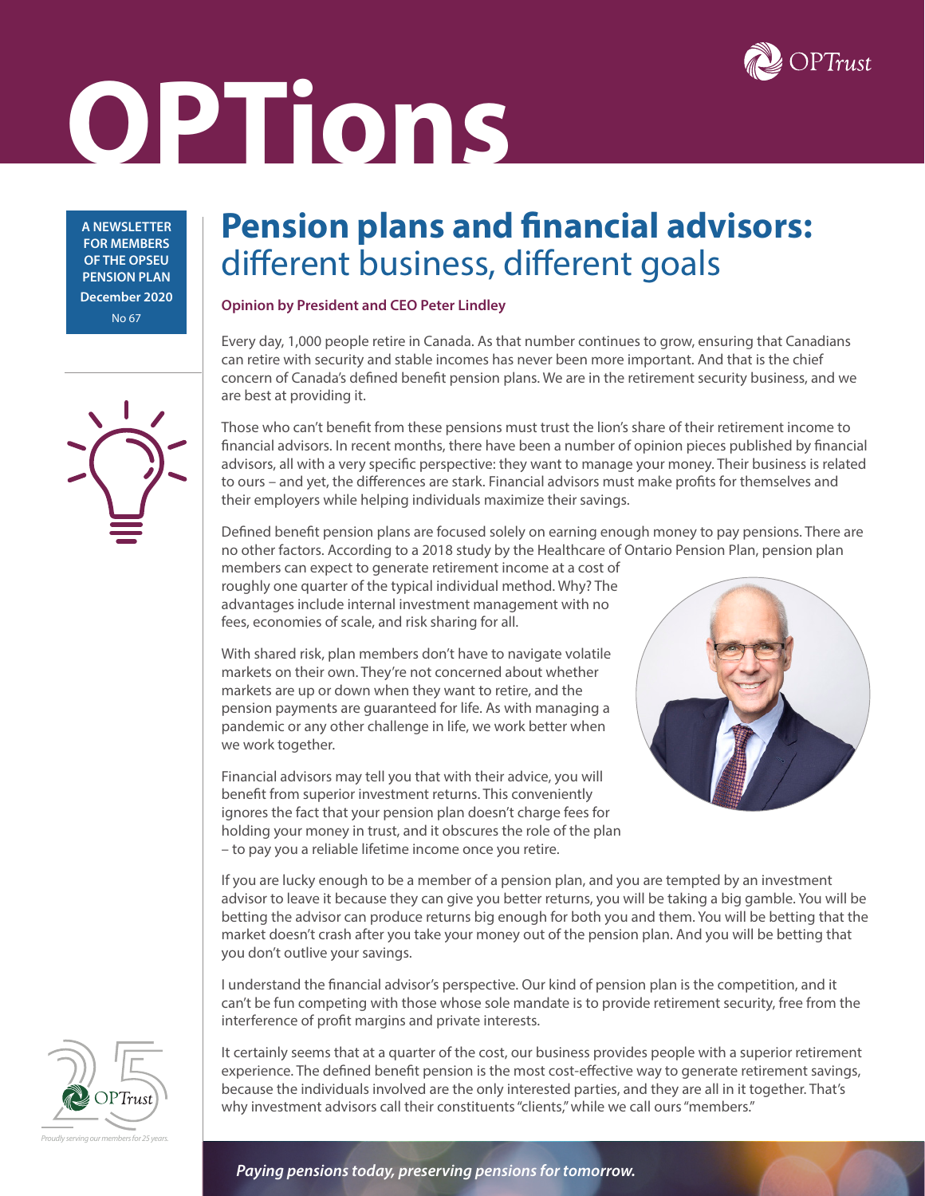# OPTions

OPTrust

A NEWSLETTER FOR MEMBERS OF THE OPSEU PENSION PLAN
December 2020
No 67

## Pension plans and financial advisors: different business, different goals

**Opinion by President and CEO Peter Lindley**

Every day, 1,000 people retire in Canada. As that number continues to grow, ensuring that Canadians can retire with security and stable incomes has never been more important. And that is the chief concern of Canada's defined benefit pension plans. We are in the retirement security business, and we are best at providing it.

Those who can't benefit from these pensions must trust the lion's share of their retirement income to financial advisors. In recent months, there have been a number of opinion pieces published by financial advisors, all with a very specific perspective: they want to manage your money. Their business is related to ours – and yet, the differences are stark. Financial advisors must make profits for themselves and their employers while helping individuals maximize their savings.

Defined benefit pension plans are focused solely on earning enough money to pay pensions. There are no other factors. According to a 2018 study by the Healthcare of Ontario Pension Plan, pension plan members can expect to generate retirement income at a cost of roughly one quarter of the typical individual method. Why? The advantages include internal investment management with no fees, economies of scale, and risk sharing for all.

With shared risk, plan members don't have to navigate volatile markets on their own. They're not concerned about whether markets are up or down when they want to retire, and the pension payments are guaranteed for life. As with managing a pandemic or any other challenge in life, we work better when we work together.

Financial advisors may tell you that with their advice, you will benefit from superior investment returns. This conveniently ignores the fact that your pension plan doesn't charge fees for holding your money in trust, and it obscures the role of the plan – to pay you a reliable lifetime income once you retire.

If you are lucky enough to be a member of a pension plan, and you are tempted by an investment advisor to leave it because they can give you better returns, you will be taking a big gamble. You will be betting the advisor can produce returns big enough for both you and them. You will be betting that the market doesn't crash after you take your money out of the pension plan. And you will be betting that you don't outlive your savings.

I understand the financial advisor's perspective. Our kind of pension plan is the competition, and it can't be fun competing with those whose sole mandate is to provide retirement security, free from the interference of profit margins and private interests.

It certainly seems that at a quarter of the cost, our business provides people with a superior retirement experience. The defined benefit pension is the most cost-effective way to generate retirement savings, because the individuals involved are the only interested parties, and they are all in it together. That's why investment advisors call their constituents "clients," while we call ours "members."

25 OPTrust

*Proudly serving our members for 25 years.*

*Paying pensions today, preserving pensions for tomorrow.*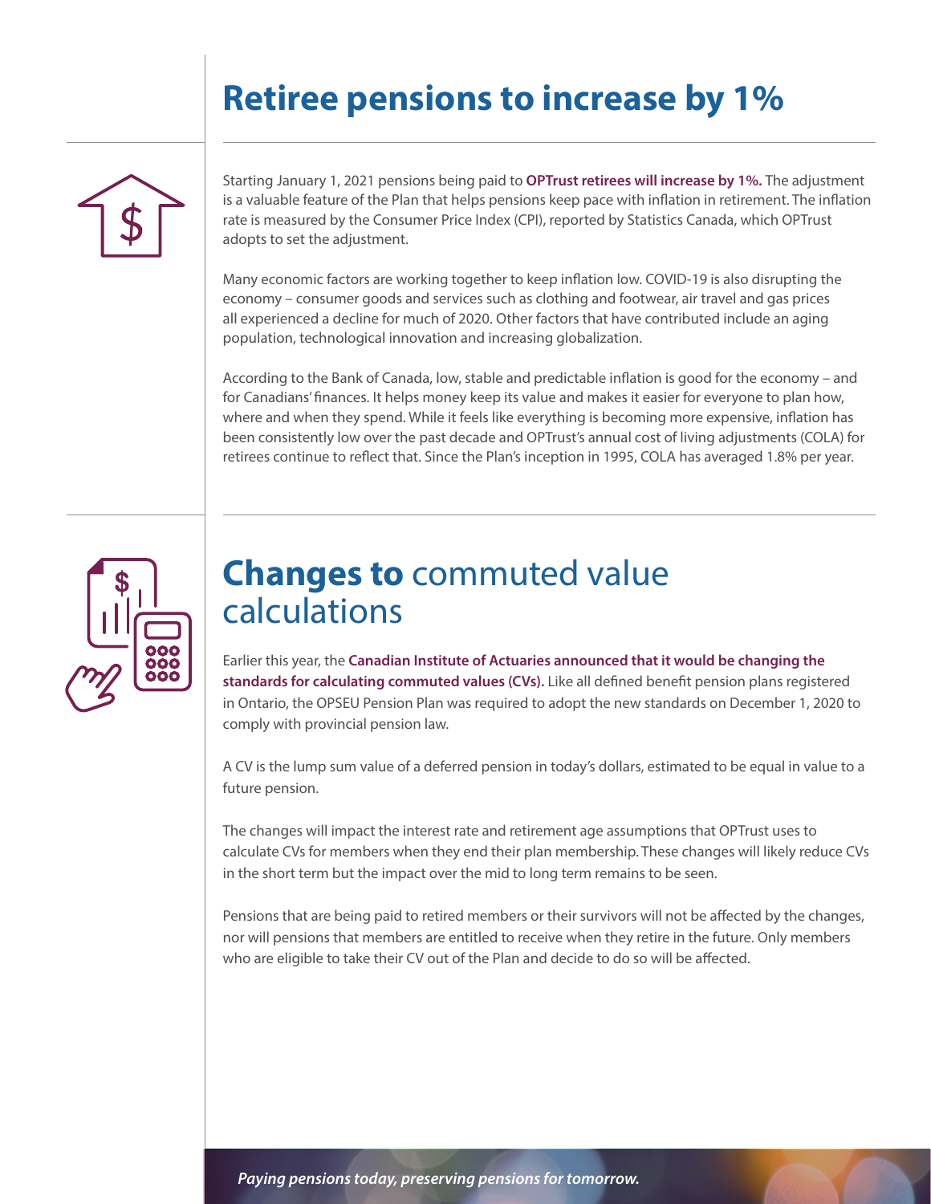# Retiree pensions to increase by 1%

Starting January 1, 2021 pensions being paid to **OPTrust retirees will increase by 1%.** The adjustment is a valuable feature of the Plan that helps pensions keep pace with inflation in retirement. The inflation rate is measured by the Consumer Price Index (CPI), reported by Statistics Canada, which OPTrust adopts to set the adjustment.

Many economic factors are working together to keep inflation low. COVID-19 is also disrupting the economy – consumer goods and services such as clothing and footwear, air travel and gas prices all experienced a decline for much of 2020. Other factors that have contributed include an aging population, technological innovation and increasing globalization.

According to the Bank of Canada, low, stable and predictable inflation is good for the economy – and for Canadians' finances. It helps money keep its value and makes it easier for everyone to plan how, where and when they spend. While it feels like everything is becoming more expensive, inflation has been consistently low over the past decade and OPTrust's annual cost of living adjustments (COLA) for retirees continue to reflect that. Since the Plan's inception in 1995, COLA has averaged 1.8% per year.

# **Changes to** commuted value calculations

Earlier this year, the **Canadian Institute of Actuaries announced that it would be changing the standards for calculating commuted values (CVs).** Like all defined benefit pension plans registered in Ontario, the OPSEU Pension Plan was required to adopt the new standards on December 1, 2020 to comply with provincial pension law.

A CV is the lump sum value of a deferred pension in today's dollars, estimated to be equal in value to a future pension.

The changes will impact the interest rate and retirement age assumptions that OPTrust uses to calculate CVs for members when they end their plan membership. These changes will likely reduce CVs in the short term but the impact over the mid to long term remains to be seen.

Pensions that are being paid to retired members or their survivors will not be affected by the changes, nor will pensions that members are entitled to receive when they retire in the future. Only members who are eligible to take their CV out of the Plan and decide to do so will be affected.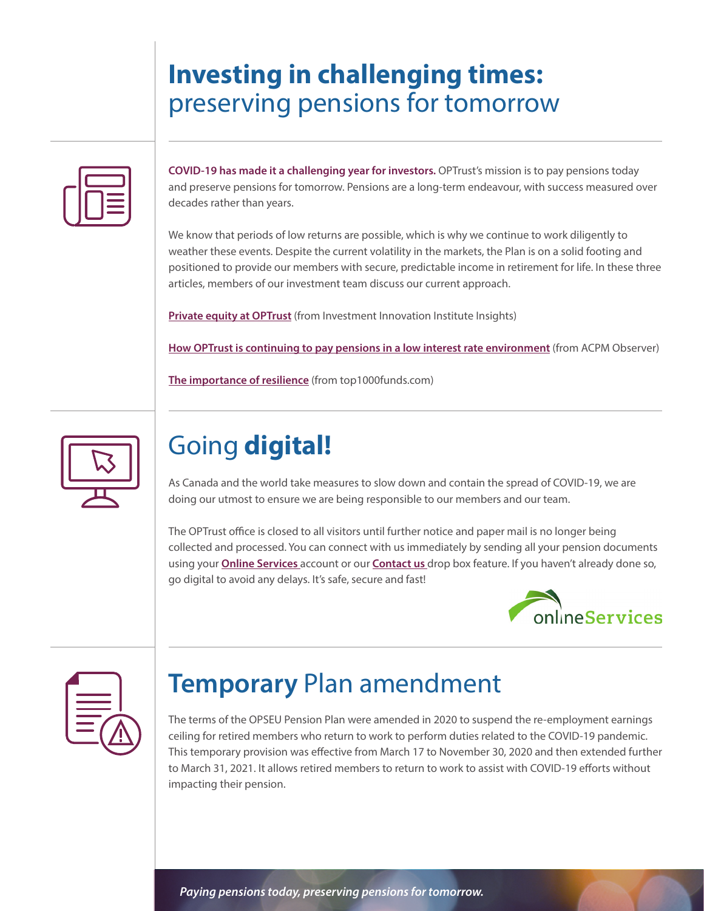# **Investing in challenging times:** preserving pensions for tomorrow

**COVID-19 has made it a challenging year for investors.** OPTrust's mission is to pay pensions today and preserve pensions for tomorrow. Pensions are a long-term endeavour, with success measured over decades rather than years.

We know that periods of low returns are possible, which is why we continue to work diligently to weather these events. Despite the current volatility in the markets, the Plan is on a solid footing and positioned to provide our members with secure, predictable income in retirement for life. In these three articles, members of our investment team discuss our current approach.

**Private equity at OPTrust** (from Investment Innovation Institute Insights)

**How OPTrust is continuing to pay pensions in a low interest rate environment** (from ACPM Observer)

**The importance of resilience** (from top1000funds.com)

# Going **digital!**

As Canada and the world take measures to slow down and contain the spread of COVID-19, we are doing our utmost to ensure we are being responsible to our members and our team.

The OPTrust office is closed to all visitors until further notice and paper mail is no longer being collected and processed. You can connect with us immediately by sending all your pension documents using your **Online Services** account or our **Contact us** drop box feature. If you haven't already done so, go digital to avoid any delays. It's safe, secure and fast!

# **Temporary** Plan amendment

The terms of the OPSEU Pension Plan were amended in 2020 to suspend the re-employment earnings ceiling for retired members who return to work to perform duties related to the COVID-19 pandemic. This temporary provision was effective from March 17 to November 30, 2020 and then extended further to March 31, 2021. It allows retired members to return to work to assist with COVID-19 efforts without impacting their pension.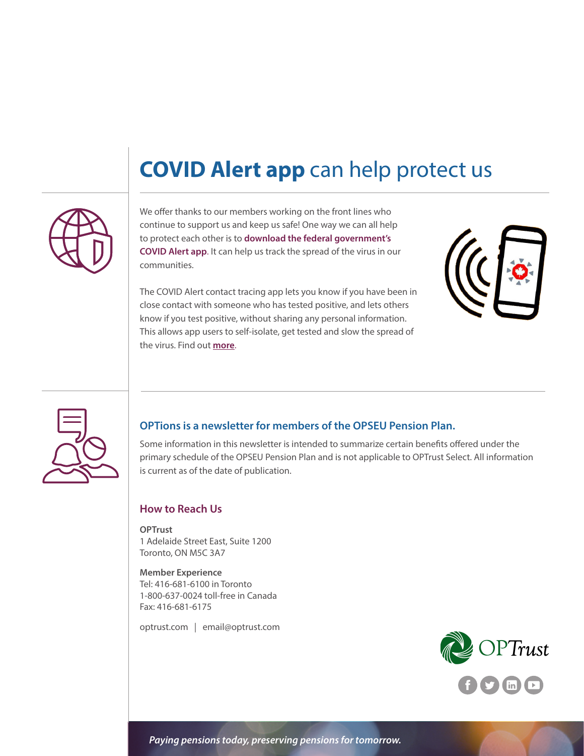# **COVID Alert app** can help protect us

We offer thanks to our members working on the front lines who continue to support us and keep us safe! One way we can all help to protect each other is to **download the federal government's COVID Alert app**. It can help us track the spread of the virus in our communities.

The COVID Alert contact tracing app lets you know if you have been in close contact with someone who has tested positive, and lets others know if you test positive, without sharing any personal information. This allows app users to self-isolate, get tested and slow the spread of the virus. Find out **more**.

### OPTions is a newsletter for members of the OPSEU Pension Plan.

Some information in this newsletter is intended to summarize certain benefits offered under the primary schedule of the OPSEU Pension Plan and is not applicable to OPTrust Select. All information is current as of the date of publication.

### How to Reach Us

**OPTrust**
1 Adelaide Street East, Suite 1200
Toronto, ON M5C 3A7

**Member Experience**
Tel: 416-681-6100 in Toronto
1-800-637-0024 toll-free in Canada
Fax: 416-681-6175

optrust.com | email@optrust.com

OPTrust

*Paying pensions today, preserving pensions for tomorrow.*